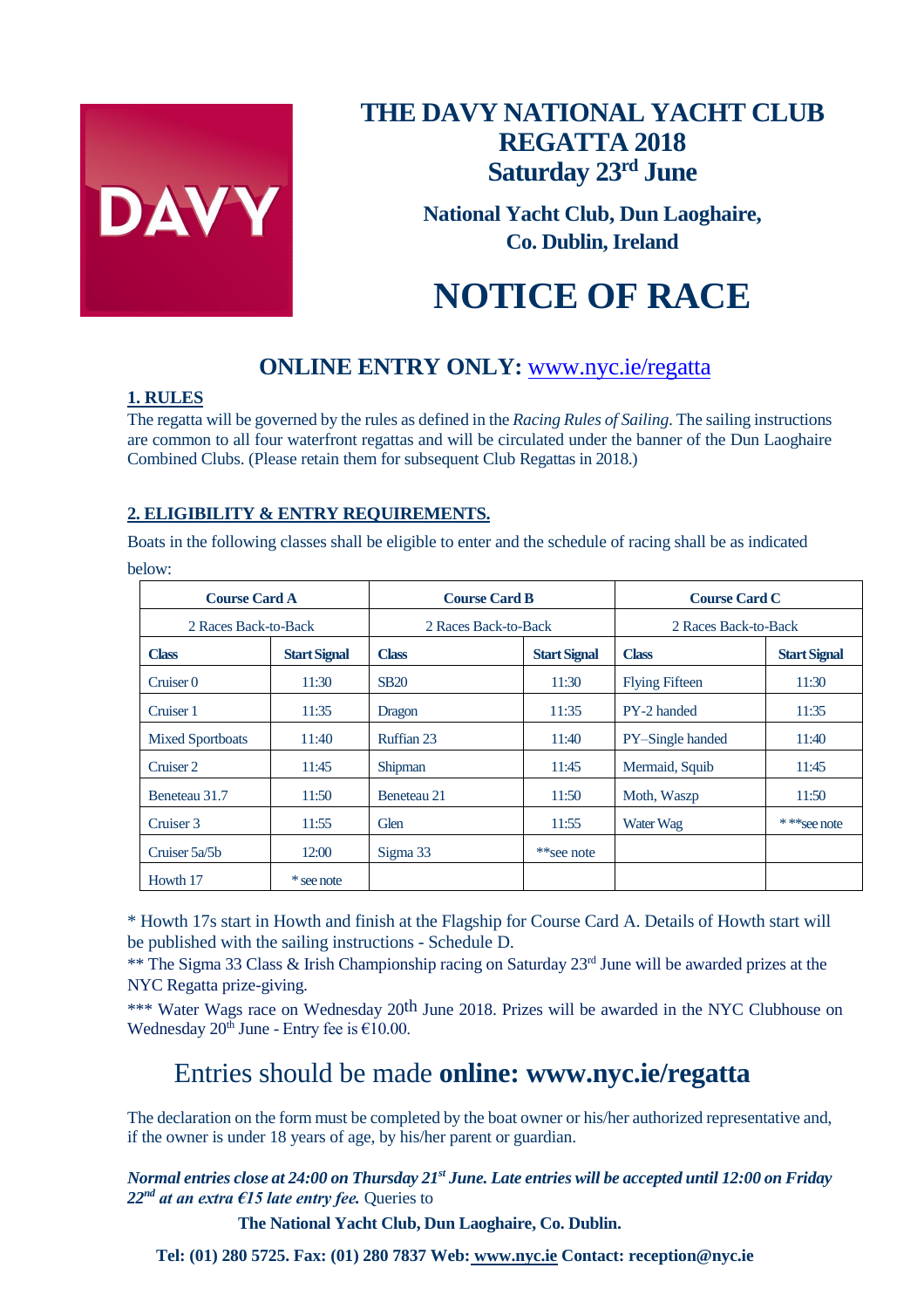# THE DAVY NATIONAL YACHT CLUB REGATTA 2018
## Saturday 23rd June

**National Yacht Club, Dun Laoghaire, Co. Dublin, Ireland**

# NOTICE OF RACE

## ONLINE ENTRY ONLY: www.nyc.ie/regatta

**1. RULES**

The regatta will be governed by the rules as defined in the *Racing Rules of Sailing*. The sailing instructions are common to all four waterfront regattas and will be circulated under the banner of the Dun Laoghaire Combined Clubs. (Please retain them for subsequent Club Regattas in 2018.)

**2. ELIGIBILITY & ENTRY REQUIREMENTS.**

Boats in the following classes shall be eligible to enter and the schedule of racing shall be as indicated below:

| Course Card A | | Course Card B | | Course Card C | |
|---|---|---|---|---|---|
| 2 Races Back-to-Back | | 2 Races Back-to-Back | | 2 Races Back-to-Back | |
| **Class** | **Start Signal** | **Class** | **Start Signal** | **Class** | **Start Signal** |
| Cruiser 0 | 11:30 | SB20 | 11:30 | Flying Fifteen | 11:30 |
| Cruiser 1 | 11:35 | Dragon | 11:35 | PY-2 handed | 11:35 |
| Mixed Sportboats | 11:40 | Ruffian 23 | 11:40 | PY–Single handed | 11:40 |
| Cruiser 2 | 11:45 | Shipman | 11:45 | Mermaid, Squib | 11:45 |
| Beneteau 31.7 | 11:50 | Beneteau 21 | 11:50 | Moth, Waszp | 11:50 |
| Cruiser 3 | 11:55 | Glen | 11:55 | Water Wag | ***see note |
| Cruiser 5a/5b | 12:00 | Sigma 33 | **see note | | |
| Howth 17 | * see note | | | | |

* Howth 17s start in Howth and finish at the Flagship for Course Card A. Details of Howth start will be published with the sailing instructions - Schedule D.

** The Sigma 33 Class & Irish Championship racing on Saturday 23rd June will be awarded prizes at the NYC Regatta prize-giving.

*** Water Wags race on Wednesday 20th June 2018. Prizes will be awarded in the NYC Clubhouse on Wednesday 20th June - Entry fee is €10.00.

## Entries should be made **online: www.nyc.ie/regatta**

The declaration on the form must be completed by the boat owner or his/her authorized representative and, if the owner is under 18 years of age, by his/her parent or guardian.

***Normal entries close at 24:00 on Thursday 21st June. Late entries will be accepted until 12:00 on Friday 22nd at an extra €15 late entry fee.*** Queries to

**The National Yacht Club, Dun Laoghaire, Co. Dublin.**

**Tel: (01) 280 5725. Fax: (01) 280 7837 Web: www.nyc.ie Contact: reception@nyc.ie**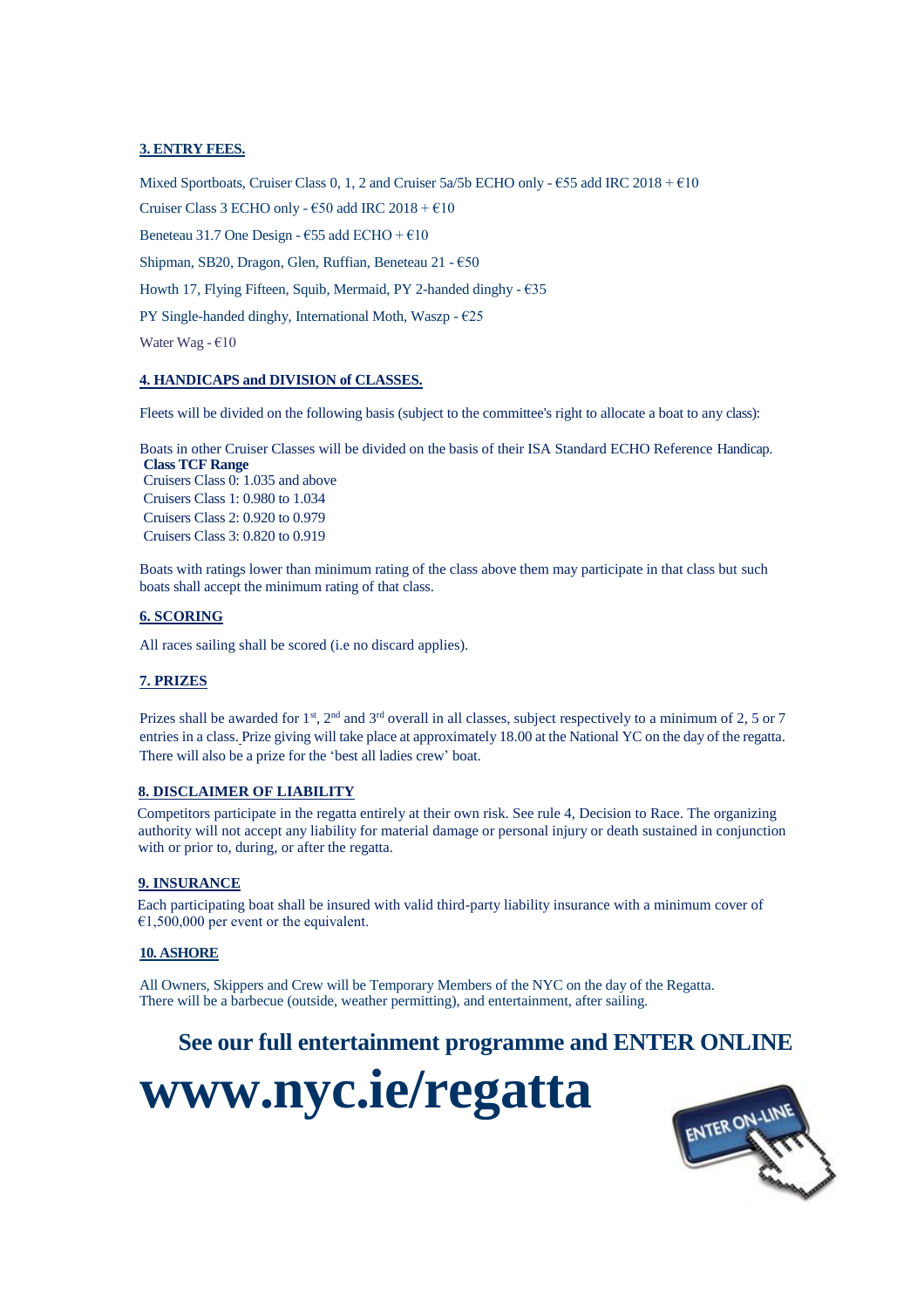## 3. ENTRY FEES.

Mixed Sportboats, Cruiser Class 0, 1, 2 and Cruiser 5a/5b ECHO only - €55 add IRC 2018 + €10

Cruiser Class 3 ECHO only - €50 add IRC 2018 + €10

Beneteau 31.7 One Design - €55 add ECHO + €10

Shipman, SB20, Dragon, Glen, Ruffian, Beneteau 21 - €50

Howth 17, Flying Fifteen, Squib, Mermaid, PY 2-handed dinghy - €35

PY Single-handed dinghy, International Moth, Waszp - €25

Water Wag - €10

## 4. HANDICAPS and DIVISION of CLASSES.

Fleets will be divided on the following basis (subject to the committee's right to allocate a boat to any class):

Boats in other Cruiser Classes will be divided on the basis of their ISA Standard ECHO Reference Handicap.

**Class TCF Range**

Cruisers Class 0: 1.035 and above

Cruisers Class 1: 0.980 to 1.034

Cruisers Class 2: 0.920 to 0.979

Cruisers Class 3: 0.820 to 0.919

Boats with ratings lower than minimum rating of the class above them may participate in that class but such boats shall accept the minimum rating of that class.

## 6. SCORING

All races sailing shall be scored (i.e no discard applies).

## 7. PRIZES

Prizes shall be awarded for 1st, 2nd and 3rd overall in all classes, subject respectively to a minimum of 2, 5 or 7 entries in a class. Prize giving will take place at approximately 18.00 at the National YC on the day of the regatta. There will also be a prize for the 'best all ladies crew' boat.

## 8. DISCLAIMER OF LIABILITY

Competitors participate in the regatta entirely at their own risk. See rule 4, Decision to Race. The organizing authority will not accept any liability for material damage or personal injury or death sustained in conjunction with or prior to, during, or after the regatta.

## 9. INSURANCE

Each participating boat shall be insured with valid third-party liability insurance with a minimum cover of €1,500,000 per event or the equivalent.

## 10. ASHORE

All Owners, Skippers and Crew will be Temporary Members of the NYC on the day of the Regatta.
There will be a barbecue (outside, weather permitting), and entertainment, after sailing.

**See our full entertainment programme and ENTER ONLINE**

# www.nyc.ie/regatta

ENTER ON-LINE